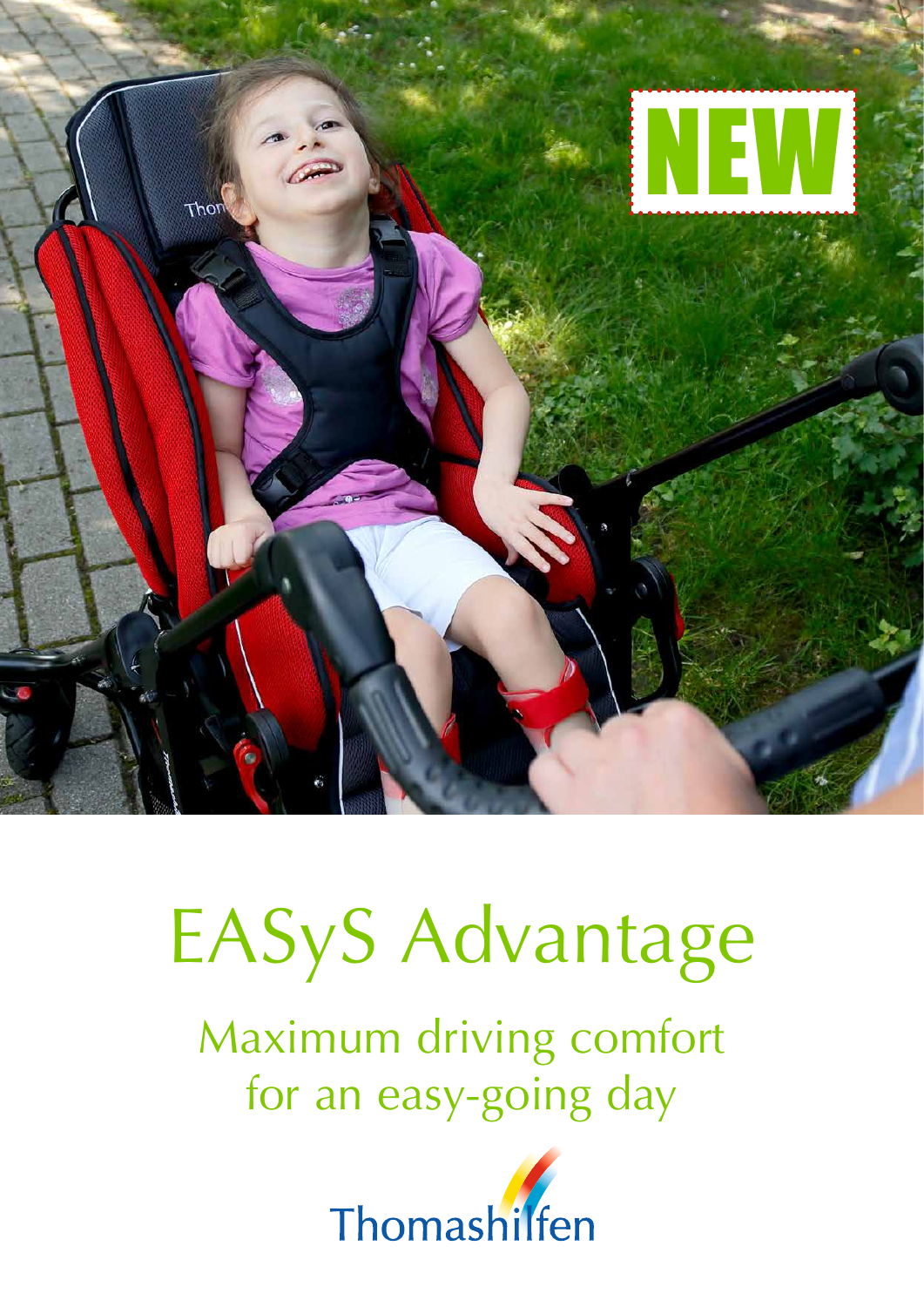NEW

# EASyS Advantage

## Maximum driving comfort for an easy-going day

Thomashilfen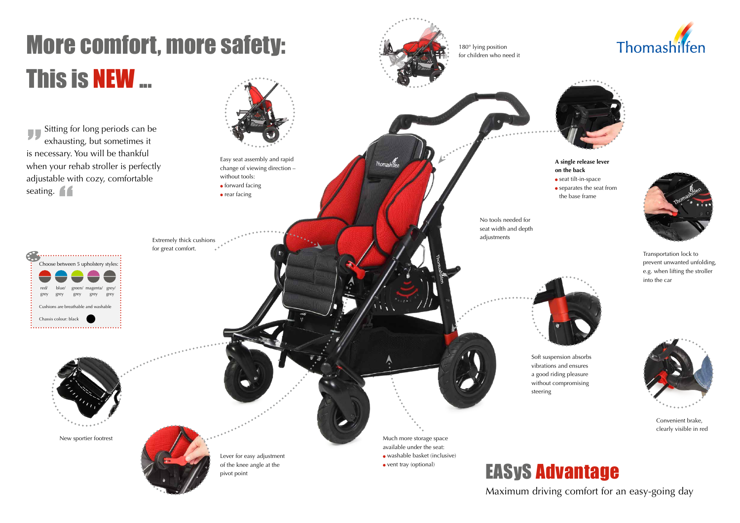# More comfort, more safety: This is NEW ...

Thomashilfen

"Sitting for long periods can be exhausting, but sometimes it is necessary. You will be thankful when your rehab stroller is perfectly adjustable with cozy, comfortable seating."

Choose between 5 upholstery styles:

- red/grey
- blue/grey
- green/grey
- magenta/grey
- grey/grey

Cushions are breathable and washable

Chassis colour: black

Easy seat assembly and rapid change of viewing direction – without tools:
- forward facing
- rear facing

180° lying position for children who need it

**A single release lever on the back**
- seat tilt-in-space
- separates the seat from the base frame

Transportation lock to prevent unwanted unfolding, e.g. when lifting the stroller into the car

No tools needed for seat width and depth adjustments

Extremely thick cushions for great comfort.

Soft suspension absorbs vibrations and ensures a good riding pleasure without compromising steering

Convenient brake, clearly visible in red

New sportier footrest

Lever for easy adjustment of the knee angle at the pivot point

Much more storage space available under the seat:
- washable basket (inclusive)
- vent tray (optional)

## EASyS Advantage

Maximum driving comfort for an easy-going day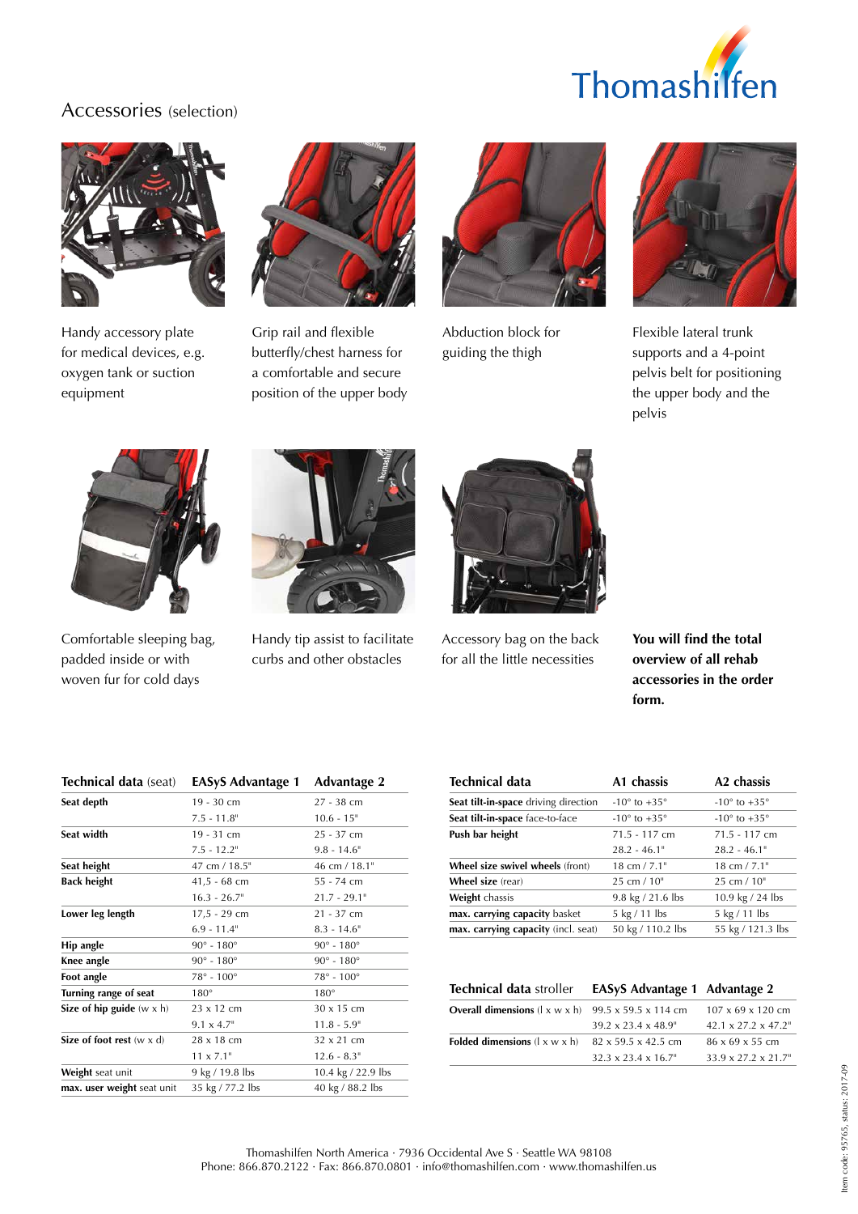Thomashilfen

## Accessories (selection)

Handy accessory plate for medical devices, e.g. oxygen tank or suction equipment

Grip rail and flexible butterfly/chest harness for a comfortable and secure position of the upper body

Abduction block for guiding the thigh

Flexible lateral trunk supports and a 4-point pelvis belt for positioning the upper body and the pelvis

Comfortable sleeping bag, padded inside or with woven fur for cold days

Handy tip assist to facilitate curbs and other obstacles

Accessory bag on the back for all the little necessities

**You will find the total overview of all rehab accessories in the order form.**

| **Technical data** (seat) | **EASyS Advantage 1** | **Advantage 2** |
|---|---|---|
| **Seat depth** | 19 - 30 cm | 27 - 38 cm |
| | 7.5 - 11.8" | 10.6 - 15" |
| **Seat width** | 19 - 31 cm | 25 - 37 cm |
| | 7.5 - 12.2" | 9.8 - 14.6" |
| **Seat height** | 47 cm / 18.5" | 46 cm / 18.1" |
| **Back height** | 41,5 - 68 cm | 55 - 74 cm |
| | 16.3 - 26.7" | 21.7 - 29.1" |
| **Lower leg length** | 17,5 - 29 cm | 21 - 37 cm |
| | 6.9 - 11.4" | 8.3 - 14.6" |
| **Hip angle** | 90° - 180° | 90° - 180° |
| **Knee angle** | 90° - 180° | 90° - 180° |
| **Foot angle** | 78° - 100° | 78° - 100° |
| **Turning range of seat** | 180° | 180° |
| **Size of hip guide** (w x h) | 23 x 12 cm | 30 x 15 cm |
| | 9.1 x 4.7" | 11.8 - 5.9" |
| **Size of foot rest** (w x d) | 28 x 18 cm | 32 x 21 cm |
| | 11 x 7.1" | 12.6 - 8.3" |
| **Weight** seat unit | 9 kg / 19.8 lbs | 10.4 kg / 22.9 lbs |
| **max. user weight** seat unit | 35 kg / 77.2 lbs | 40 kg / 88.2 lbs |

| **Technical data** | **A1 chassis** | **A2 chassis** |
|---|---|---|
| **Seat tilt-in-space** driving direction | -10° to +35° | -10° to +35° |
| **Seat tilt-in-space** face-to-face | -10° to +35° | -10° to +35° |
| **Push bar height** | 71.5 - 117 cm | 71.5 - 117 cm |
| | 28.2 - 46.1" | 28.2 - 46.1" |
| **Wheel size swivel wheels** (front) | 18 cm / 7.1" | 18 cm / 7.1" |
| **Wheel size** (rear) | 25 cm / 10" | 25 cm / 10" |
| **Weight** chassis | 9.8 kg / 21.6 lbs | 10.9 kg / 24 lbs |
| **max. carrying capacity** basket | 5 kg / 11 lbs | 5 kg / 11 lbs |
| **max. carrying capacity** (incl. seat) | 50 kg / 110.2 lbs | 55 kg / 121.3 lbs |

| **Technical data** stroller | **EASyS Advantage 1** | **Advantage 2** |
|---|---|---|
| **Overall dimensions** (l x w x h) | 99.5 x 59.5 x 114 cm | 107 x 69 x 120 cm |
| | 39.2 x 23.4 x 48.9" | 42.1 x 27.2 x 47.2" |
| **Folded dimensions** (l x w x h) | 82 x 59.5 x 42.5 cm | 86 x 69 x 55 cm |
| | 32.3 x 23.4 x 16.7" | 33.9 x 27.2 x 21.7" |

Thomashilfen North America · 7936 Occidental Ave S · Seattle WA 98108
Phone: 866.870.2122 · Fax: 866.870.0801 · info@thomashilfen.com · www.thomashilfen.us

Item code: 95765, status: 2017-09